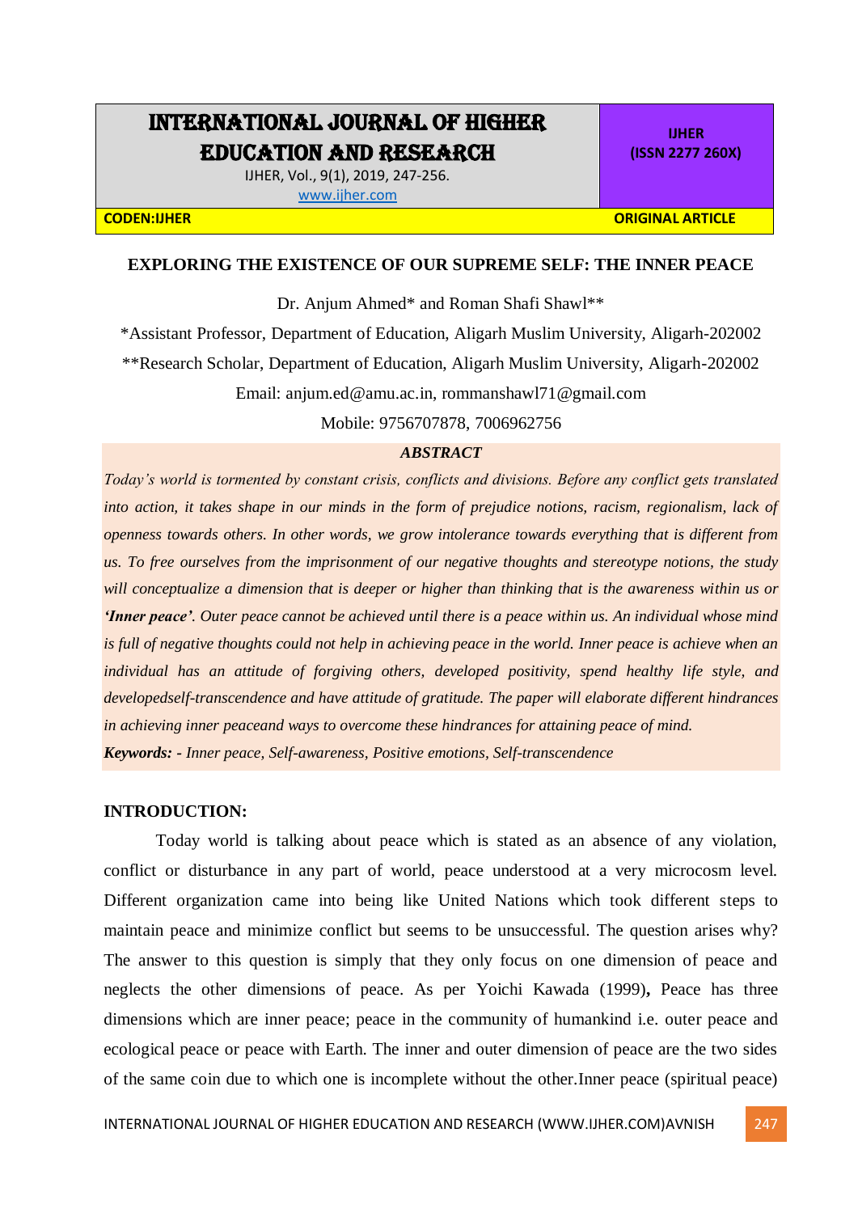# EXPLORING THE EXISTENCE OF OUR SUPREME SELF: THE INNER PEACE

Dr. Anjum Ahmed* and Roman Shafi Shawl**

*Assistant Professor, Department of Education, Aligarh Muslim University, Aligarh-202002

**Research Scholar, Department of Education, Aligarh Muslim University, Aligarh-202002

Email: anjum.ed@amu.ac.in, rommanshawl71@gmail.com

Mobile: 9756707878, 7006962756

## ABSTRACT

*Today's world is tormented by constant crisis, conflicts and divisions. Before any conflict gets translated into action, it takes shape in our minds in the form of prejudice notions, racism, regionalism, lack of openness towards others. In other words, we grow intolerance towards everything that is different from us. To free ourselves from the imprisonment of our negative thoughts and stereotype notions, the study will conceptualize a dimension that is deeper or higher than thinking that is the awareness within us or* ***'Inner peace'****. Outer peace cannot be achieved until there is a peace within us. An individual whose mind is full of negative thoughts could not help in achieving peace in the world. Inner peace is achieve when an individual has an attitude of forgiving others, developed positivity, spend healthy life style, and developedself-transcendence and have attitude of gratitude. The paper will elaborate different hindrances in achieving inner peaceand ways to overcome these hindrances for attaining peace of mind.*

***Keywords: -*** *Inner peace, Self-awareness, Positive emotions, Self-transcendence*

## INTRODUCTION:

Today world is talking about peace which is stated as an absence of any violation, conflict or disturbance in any part of world, peace understood at a very microcosm level. Different organization came into being like United Nations which took different steps to maintain peace and minimize conflict but seems to be unsuccessful. The question arises why? The answer to this question is simply that they only focus on one dimension of peace and neglects the other dimensions of peace. As per Yoichi Kawada (1999)**,** Peace has three dimensions which are inner peace; peace in the community of humankind i.e. outer peace and ecological peace or peace with Earth. The inner and outer dimension of peace are the two sides of the same coin due to which one is incomplete without the other.Inner peace (spiritual peace)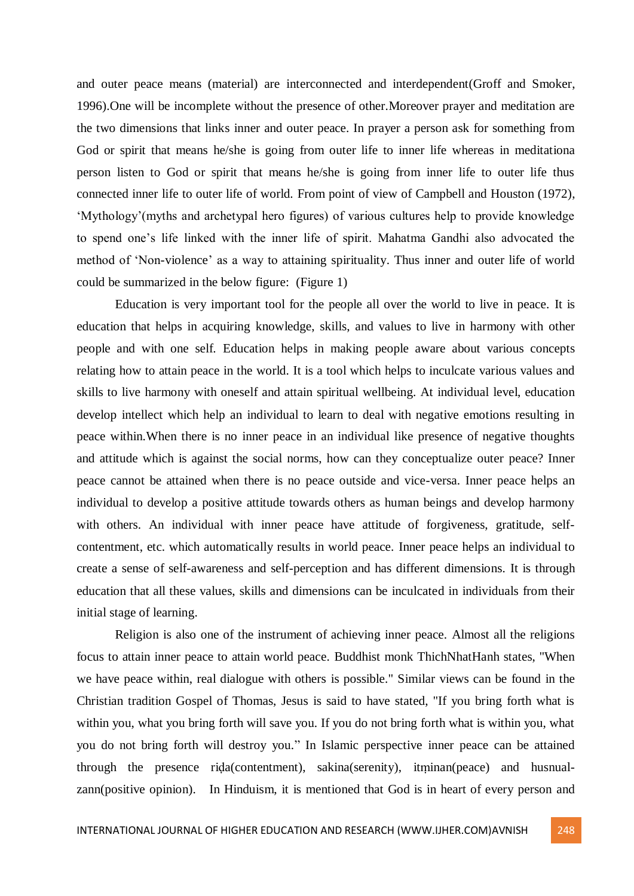and outer peace means (material) are interconnected and interdependent(Groff and Smoker, 1996).One will be incomplete without the presence of other.Moreover prayer and meditation are the two dimensions that links inner and outer peace. In prayer a person ask for something from God or spirit that means he/she is going from outer life to inner life whereas in meditationa person listen to God or spirit that means he/she is going from inner life to outer life thus connected inner life to outer life of world. From point of view of Campbell and Houston (1972), 'Mythology'(myths and archetypal hero figures) of various cultures help to provide knowledge to spend one's life linked with the inner life of spirit. Mahatma Gandhi also advocated the method of 'Non-violence' as a way to attaining spirituality. Thus inner and outer life of world could be summarized in the below figure: (Figure 1)

Education is very important tool for the people all over the world to live in peace. It is education that helps in acquiring knowledge, skills, and values to live in harmony with other people and with one self. Education helps in making people aware about various concepts relating how to attain peace in the world. It is a tool which helps to inculcate various values and skills to live harmony with oneself and attain spiritual wellbeing. At individual level, education develop intellect which help an individual to learn to deal with negative emotions resulting in peace within.When there is no inner peace in an individual like presence of negative thoughts and attitude which is against the social norms, how can they conceptualize outer peace? Inner peace cannot be attained when there is no peace outside and vice-versa. Inner peace helps an individual to develop a positive attitude towards others as human beings and develop harmony with others. An individual with inner peace have attitude of forgiveness, gratitude, self-contentment, etc. which automatically results in world peace. Inner peace helps an individual to create a sense of self-awareness and self-perception and has different dimensions. It is through education that all these values, skills and dimensions can be inculcated in individuals from their initial stage of learning.

Religion is also one of the instrument of achieving inner peace. Almost all the religions focus to attain inner peace to attain world peace. Buddhist monk ThichNhatHanh states, "When we have peace within, real dialogue with others is possible." Similar views can be found in the Christian tradition Gospel of Thomas, Jesus is said to have stated, "If you bring forth what is within you, what you bring forth will save you. If you do not bring forth what is within you, what you do not bring forth will destroy you." In Islamic perspective inner peace can be attained through the presence riḍa(contentment), sakina(serenity), itṃinan(peace) and husnual-zann(positive opinion). In Hinduism, it is mentioned that God is in heart of every person and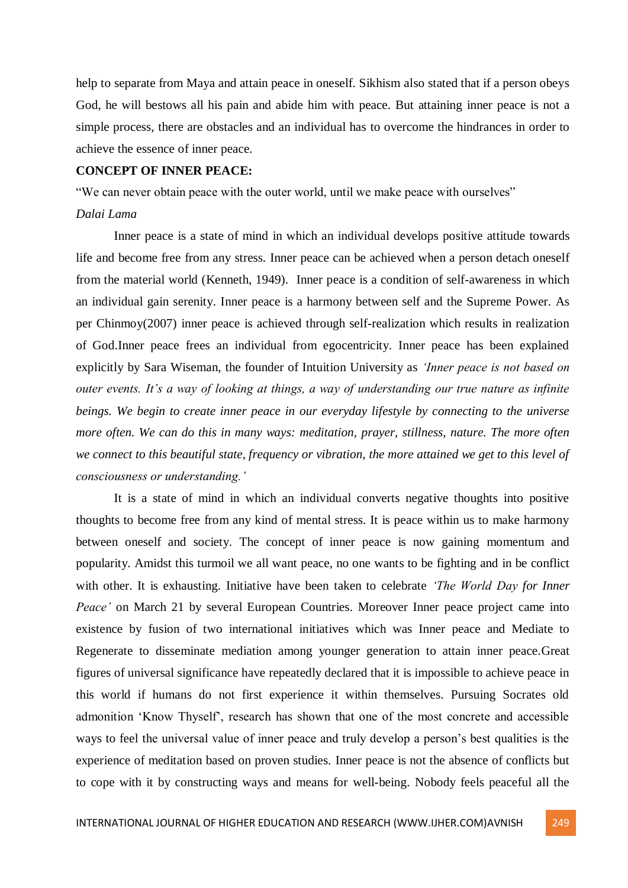help to separate from Maya and attain peace in oneself. Sikhism also stated that if a person obeys God, he will bestows all his pain and abide him with peace. But attaining inner peace is not a simple process, there are obstacles and an individual has to overcome the hindrances in order to achieve the essence of inner peace.

**CONCEPT OF INNER PEACE:**

"We can never obtain peace with the outer world, until we make peace with ourselves"

*Dalai Lama*

Inner peace is a state of mind in which an individual develops positive attitude towards life and become free from any stress. Inner peace can be achieved when a person detach oneself from the material world (Kenneth, 1949). Inner peace is a condition of self-awareness in which an individual gain serenity. Inner peace is a harmony between self and the Supreme Power. As per Chinmoy(2007) inner peace is achieved through self-realization which results in realization of God.Inner peace frees an individual from egocentricity. Inner peace has been explained explicitly by Sara Wiseman, the founder of Intuition University as *'Inner peace is not based on outer events. It's a way of looking at things, a way of understanding our true nature as infinite beings. We begin to create inner peace in our everyday lifestyle by connecting to the universe more often. We can do this in many ways: meditation, prayer, stillness, nature. The more often we connect to this beautiful state, frequency or vibration, the more attained we get to this level of consciousness or understanding.'*

It is a state of mind in which an individual converts negative thoughts into positive thoughts to become free from any kind of mental stress. It is peace within us to make harmony between oneself and society. The concept of inner peace is now gaining momentum and popularity. Amidst this turmoil we all want peace, no one wants to be fighting and in be conflict with other. It is exhausting. Initiative have been taken to celebrate *'The World Day for Inner Peace'* on March 21 by several European Countries. Moreover Inner peace project came into existence by fusion of two international initiatives which was Inner peace and Mediate to Regenerate to disseminate mediation among younger generation to attain inner peace.Great figures of universal significance have repeatedly declared that it is impossible to achieve peace in this world if humans do not first experience it within themselves. Pursuing Socrates old admonition 'Know Thyself', research has shown that one of the most concrete and accessible ways to feel the universal value of inner peace and truly develop a person's best qualities is the experience of meditation based on proven studies. Inner peace is not the absence of conflicts but to cope with it by constructing ways and means for well-being. Nobody feels peaceful all the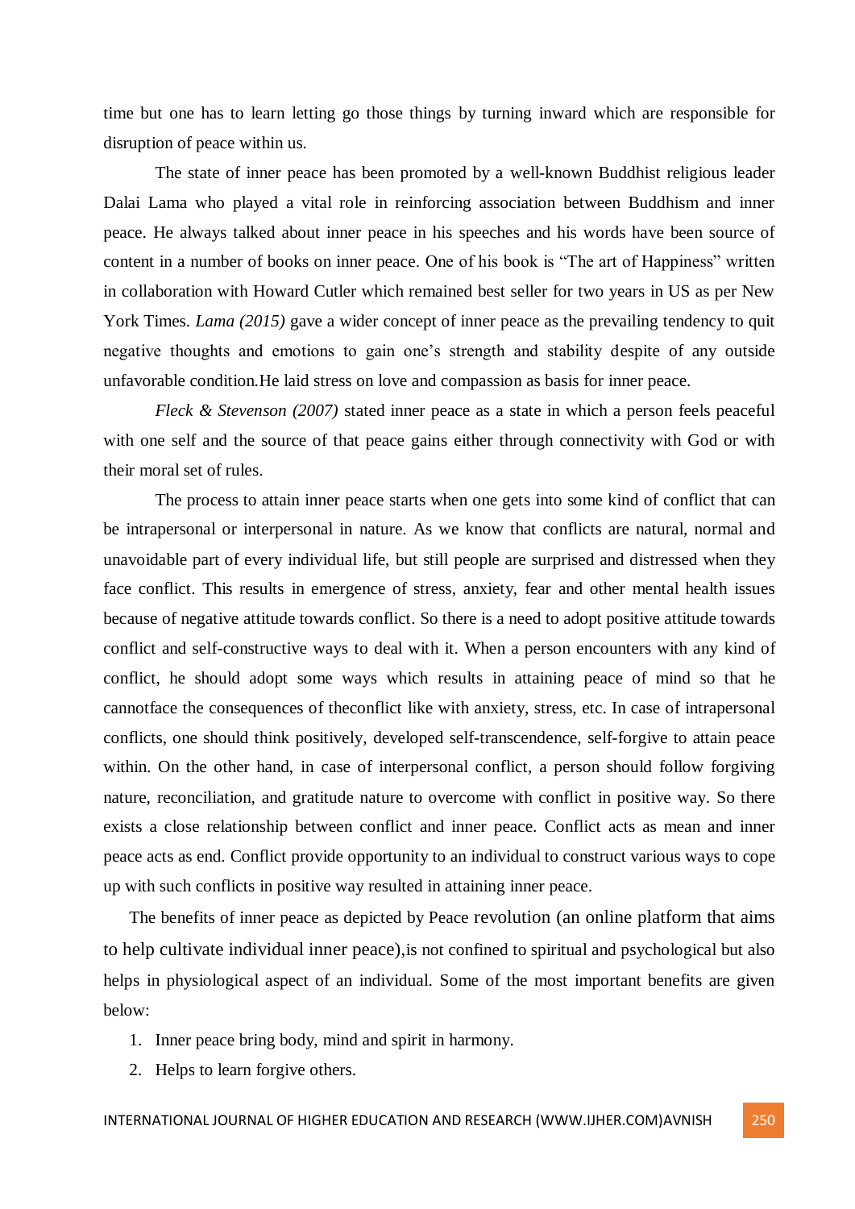time but one has to learn letting go those things by turning inward which are responsible for disruption of peace within us.

The state of inner peace has been promoted by a well-known Buddhist religious leader Dalai Lama who played a vital role in reinforcing association between Buddhism and inner peace. He always talked about inner peace in his speeches and his words have been source of content in a number of books on inner peace. One of his book is "The art of Happiness" written in collaboration with Howard Cutler which remained best seller for two years in US as per New York Times. *Lama (2015)* gave a wider concept of inner peace as the prevailing tendency to quit negative thoughts and emotions to gain one's strength and stability despite of any outside unfavorable condition.He laid stress on love and compassion as basis for inner peace.

*Fleck & Stevenson (2007)* stated inner peace as a state in which a person feels peaceful with one self and the source of that peace gains either through connectivity with God or with their moral set of rules.

The process to attain inner peace starts when one gets into some kind of conflict that can be intrapersonal or interpersonal in nature. As we know that conflicts are natural, normal and unavoidable part of every individual life, but still people are surprised and distressed when they face conflict. This results in emergence of stress, anxiety, fear and other mental health issues because of negative attitude towards conflict. So there is a need to adopt positive attitude towards conflict and self-constructive ways to deal with it. When a person encounters with any kind of conflict, he should adopt some ways which results in attaining peace of mind so that he cannotface the consequences of theconflict like with anxiety, stress, etc. In case of intrapersonal conflicts, one should think positively, developed self-transcendence, self-forgive to attain peace within. On the other hand, in case of interpersonal conflict, a person should follow forgiving nature, reconciliation, and gratitude nature to overcome with conflict in positive way. So there exists a close relationship between conflict and inner peace. Conflict acts as mean and inner peace acts as end. Conflict provide opportunity to an individual to construct various ways to cope up with such conflicts in positive way resulted in attaining inner peace.

The benefits of inner peace as depicted by Peace revolution (an online platform that aims to help cultivate individual inner peace),is not confined to spiritual and psychological but also helps in physiological aspect of an individual. Some of the most important benefits are given below:

1. Inner peace bring body, mind and spirit in harmony.
2. Helps to learn forgive others.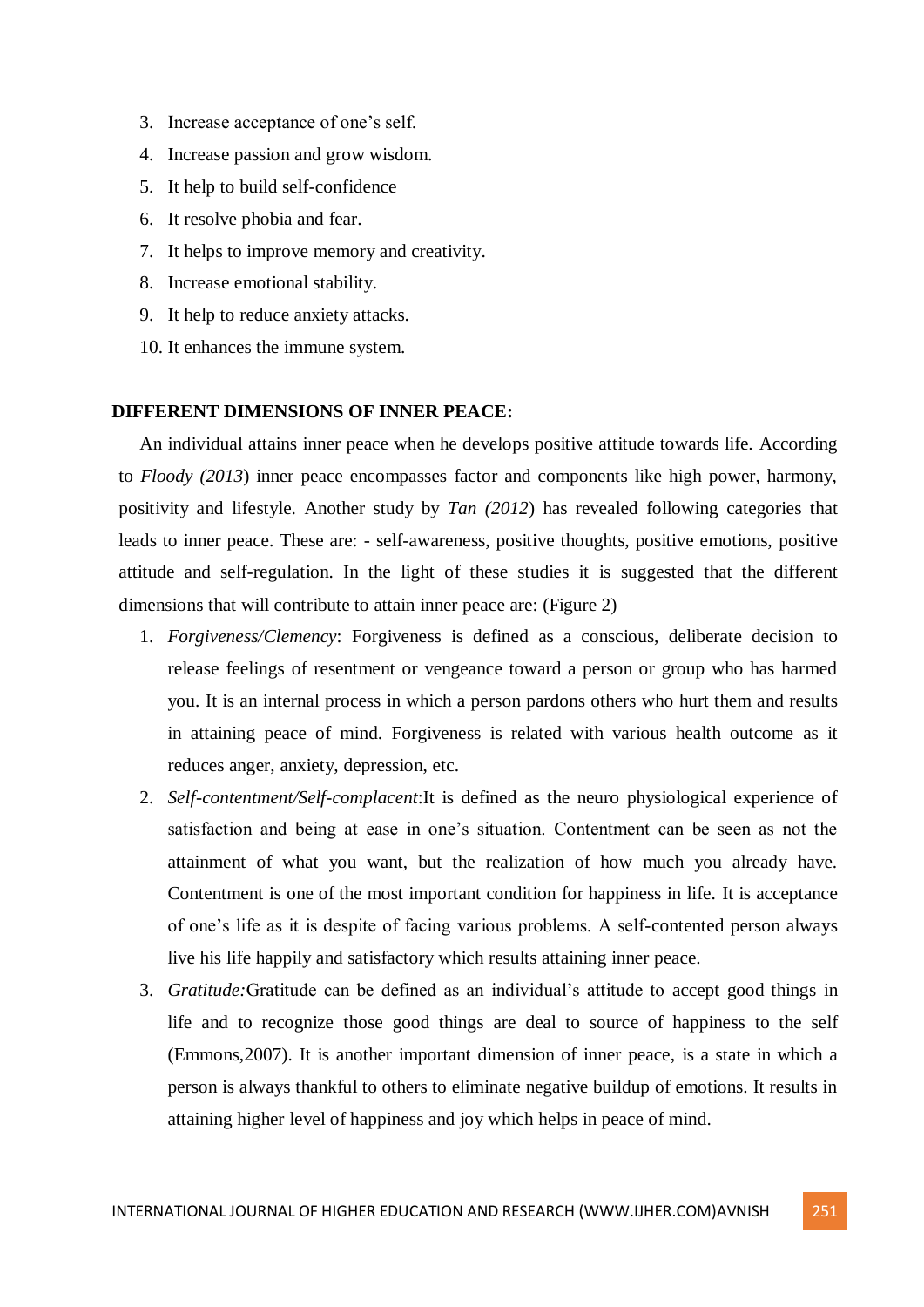3. Increase acceptance of one's self.
4. Increase passion and grow wisdom.
5. It help to build self-confidence
6. It resolve phobia and fear.
7. It helps to improve memory and creativity.
8. Increase emotional stability.
9. It help to reduce anxiety attacks.
10. It enhances the immune system.

**DIFFERENT DIMENSIONS OF INNER PEACE:**

An individual attains inner peace when he develops positive attitude towards life. According to *Floody (2013*) inner peace encompasses factor and components like high power, harmony, positivity and lifestyle. Another study by *Tan (2012*) has revealed following categories that leads to inner peace. These are: - self-awareness, positive thoughts, positive emotions, positive attitude and self-regulation. In the light of these studies it is suggested that the different dimensions that will contribute to attain inner peace are: (Figure 2)

1. *Forgiveness/Clemency*: Forgiveness is defined as a conscious, deliberate decision to release feelings of resentment or vengeance toward a person or group who has harmed you. It is an internal process in which a person pardons others who hurt them and results in attaining peace of mind. Forgiveness is related with various health outcome as it reduces anger, anxiety, depression, etc.
2. *Self-contentment/Self-complacent*:It is defined as the neuro physiological experience of satisfaction and being at ease in one's situation. Contentment can be seen as not the attainment of what you want, but the realization of how much you already have. Contentment is one of the most important condition for happiness in life. It is acceptance of one's life as it is despite of facing various problems. A self-contented person always live his life happily and satisfactory which results attaining inner peace.
3. *Gratitude:*Gratitude can be defined as an individual's attitude to accept good things in life and to recognize those good things are deal to source of happiness to the self (Emmons,2007). It is another important dimension of inner peace, is a state in which a person is always thankful to others to eliminate negative buildup of emotions. It results in attaining higher level of happiness and joy which helps in peace of mind.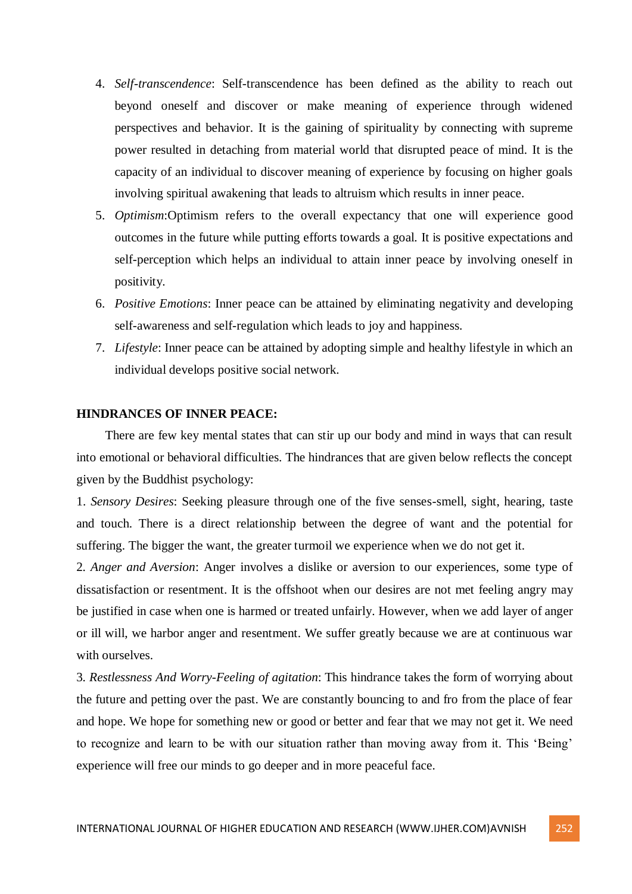4. *Self-transcendence*: Self-transcendence has been defined as the ability to reach out beyond oneself and discover or make meaning of experience through widened perspectives and behavior. It is the gaining of spirituality by connecting with supreme power resulted in detaching from material world that disrupted peace of mind. It is the capacity of an individual to discover meaning of experience by focusing on higher goals involving spiritual awakening that leads to altruism which results in inner peace.
5. *Optimism*:Optimism refers to the overall expectancy that one will experience good outcomes in the future while putting efforts towards a goal. It is positive expectations and self-perception which helps an individual to attain inner peace by involving oneself in positivity.
6. *Positive Emotions*: Inner peace can be attained by eliminating negativity and developing self-awareness and self-regulation which leads to joy and happiness.
7. *Lifestyle*: Inner peace can be attained by adopting simple and healthy lifestyle in which an individual develops positive social network.

**HINDRANCES OF INNER PEACE:**

There are few key mental states that can stir up our body and mind in ways that can result into emotional or behavioral difficulties. The hindrances that are given below reflects the concept given by the Buddhist psychology:

1. *Sensory Desires*: Seeking pleasure through one of the five senses-smell, sight, hearing, taste and touch. There is a direct relationship between the degree of want and the potential for suffering. The bigger the want, the greater turmoil we experience when we do not get it.

2. *Anger and Aversion*: Anger involves a dislike or aversion to our experiences, some type of dissatisfaction or resentment. It is the offshoot when our desires are not met feeling angry may be justified in case when one is harmed or treated unfairly. However, when we add layer of anger or ill will, we harbor anger and resentment. We suffer greatly because we are at continuous war with ourselves.

3. *Restlessness And Worry-Feeling of agitation*: This hindrance takes the form of worrying about the future and petting over the past. We are constantly bouncing to and fro from the place of fear and hope. We hope for something new or good or better and fear that we may not get it. We need to recognize and learn to be with our situation rather than moving away from it. This 'Being' experience will free our minds to go deeper and in more peaceful face.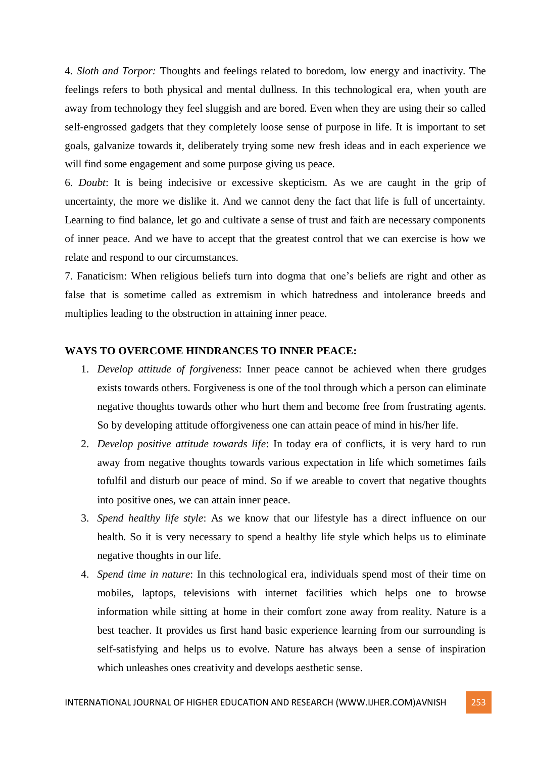4. *Sloth and Torpor:* Thoughts and feelings related to boredom, low energy and inactivity. The feelings refers to both physical and mental dullness. In this technological era, when youth are away from technology they feel sluggish and are bored. Even when they are using their so called self-engrossed gadgets that they completely loose sense of purpose in life. It is important to set goals, galvanize towards it, deliberately trying some new fresh ideas and in each experience we will find some engagement and some purpose giving us peace.

6. *Doubt*: It is being indecisive or excessive skepticism. As we are caught in the grip of uncertainty, the more we dislike it. And we cannot deny the fact that life is full of uncertainty. Learning to find balance, let go and cultivate a sense of trust and faith are necessary components of inner peace. And we have to accept that the greatest control that we can exercise is how we relate and respond to our circumstances.

7. Fanaticism: When religious beliefs turn into dogma that one's beliefs are right and other as false that is sometime called as extremism in which hatredness and intolerance breeds and multiplies leading to the obstruction in attaining inner peace.

**WAYS TO OVERCOME HINDRANCES TO INNER PEACE:**

1. *Develop attitude of forgiveness*: Inner peace cannot be achieved when there grudges exists towards others. Forgiveness is one of the tool through which a person can eliminate negative thoughts towards other who hurt them and become free from frustrating agents. So by developing attitude offorgiveness one can attain peace of mind in his/her life.
2. *Develop positive attitude towards life*: In today era of conflicts, it is very hard to run away from negative thoughts towards various expectation in life which sometimes fails tofulfil and disturb our peace of mind. So if we areable to covert that negative thoughts into positive ones, we can attain inner peace.
3. *Spend healthy life style*: As we know that our lifestyle has a direct influence on our health. So it is very necessary to spend a healthy life style which helps us to eliminate negative thoughts in our life.
4. *Spend time in nature*: In this technological era, individuals spend most of their time on mobiles, laptops, televisions with internet facilities which helps one to browse information while sitting at home in their comfort zone away from reality. Nature is a best teacher. It provides us first hand basic experience learning from our surrounding is self-satisfying and helps us to evolve. Nature has always been a sense of inspiration which unleashes ones creativity and develops aesthetic sense.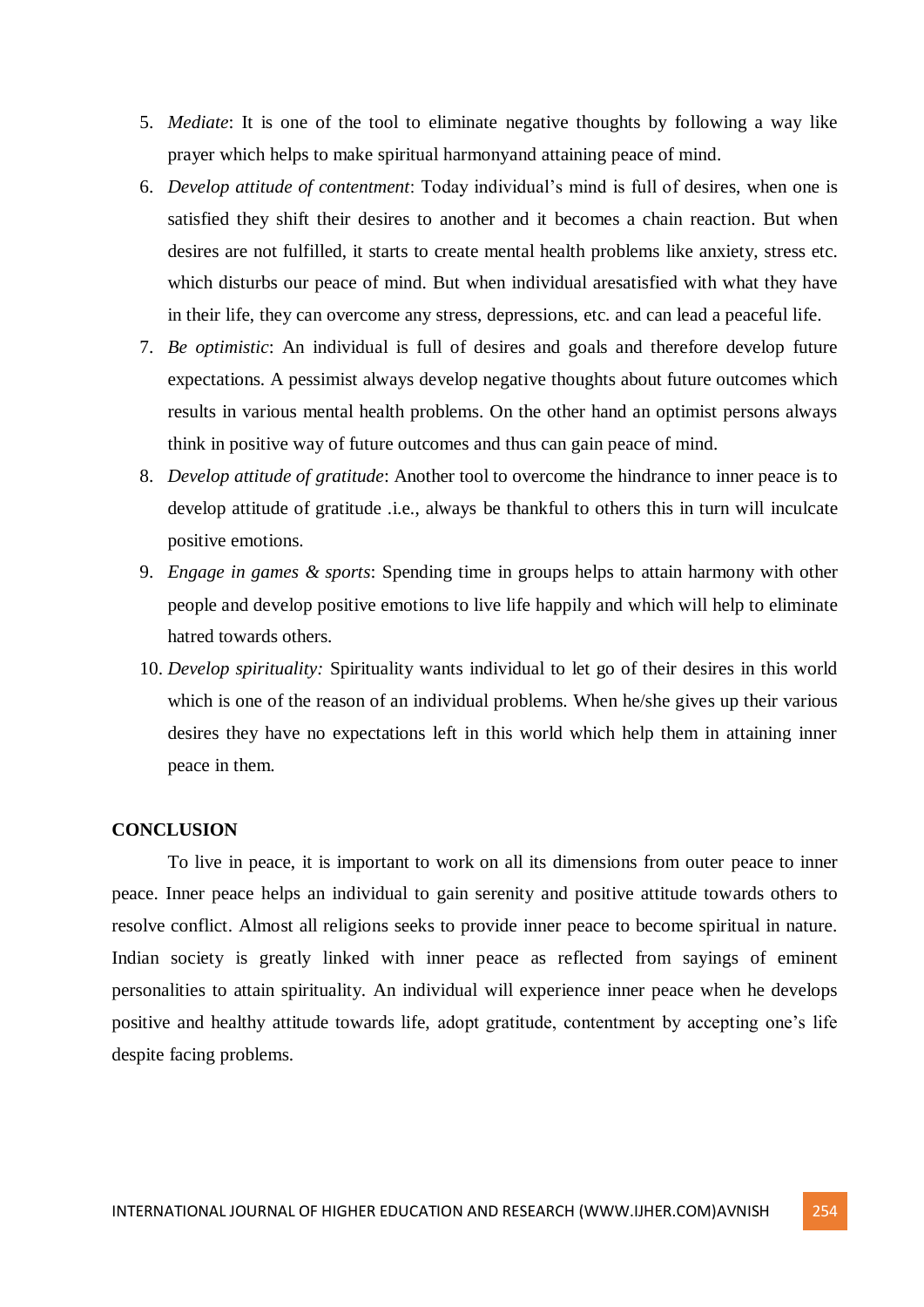5. *Mediate*: It is one of the tool to eliminate negative thoughts by following a way like prayer which helps to make spiritual harmonyand attaining peace of mind.
6. *Develop attitude of contentment*: Today individual's mind is full of desires, when one is satisfied they shift their desires to another and it becomes a chain reaction. But when desires are not fulfilled, it starts to create mental health problems like anxiety, stress etc. which disturbs our peace of mind. But when individual aresatisfied with what they have in their life, they can overcome any stress, depressions, etc. and can lead a peaceful life.
7. *Be optimistic*: An individual is full of desires and goals and therefore develop future expectations. A pessimist always develop negative thoughts about future outcomes which results in various mental health problems. On the other hand an optimist persons always think in positive way of future outcomes and thus can gain peace of mind.
8. *Develop attitude of gratitude*: Another tool to overcome the hindrance to inner peace is to develop attitude of gratitude .i.e., always be thankful to others this in turn will inculcate positive emotions.
9. *Engage in games & sports*: Spending time in groups helps to attain harmony with other people and develop positive emotions to live life happily and which will help to eliminate hatred towards others.
10. *Develop spirituality:* Spirituality wants individual to let go of their desires in this world which is one of the reason of an individual problems. When he/she gives up their various desires they have no expectations left in this world which help them in attaining inner peace in them.

## CONCLUSION

To live in peace, it is important to work on all its dimensions from outer peace to inner peace. Inner peace helps an individual to gain serenity and positive attitude towards others to resolve conflict. Almost all religions seeks to provide inner peace to become spiritual in nature. Indian society is greatly linked with inner peace as reflected from sayings of eminent personalities to attain spirituality. An individual will experience inner peace when he develops positive and healthy attitude towards life, adopt gratitude, contentment by accepting one's life despite facing problems.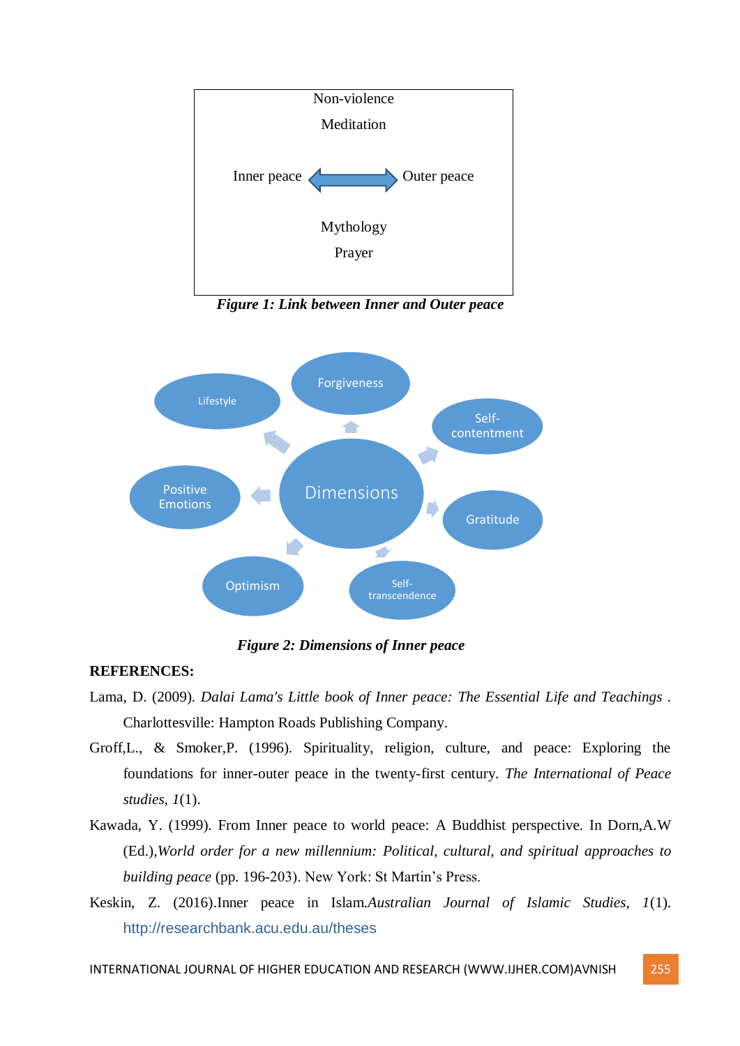Non-violence

Meditation

Inner peace ⟷ Outer peace

Mythology

Prayer

***Figure 1: Link between Inner and Outer peace***

Lifestyle

Forgiveness

Self-contentment

Positive Emotions

Dimensions

Gratitude

Optimism

Self-transcendence

***Figure 2: Dimensions of Inner peace***

**REFERENCES:**

Lama, D. (2009). *Dalai Lama's Little book of Inner peace: The Essential Life and Teachings* . Charlottesville: Hampton Roads Publishing Company.

Groff,L., & Smoker,P. (1996). Spirituality, religion, culture, and peace: Exploring the foundations for inner-outer peace in the twenty-first century. *The International of Peace studies*, *1*(1).

Kawada, Y. (1999). From Inner peace to world peace: A Buddhist perspective. In Dorn,A.W (Ed.),*World order for a new millennium: Political, cultural, and spiritual approaches to building peace* (pp. 196-203). New York: St Martin's Press.

Keskin, Z. (2016).Inner peace in Islam.*Australian Journal of Islamic Studies*, *1*(1). http://researchbank.acu.edu.au/theses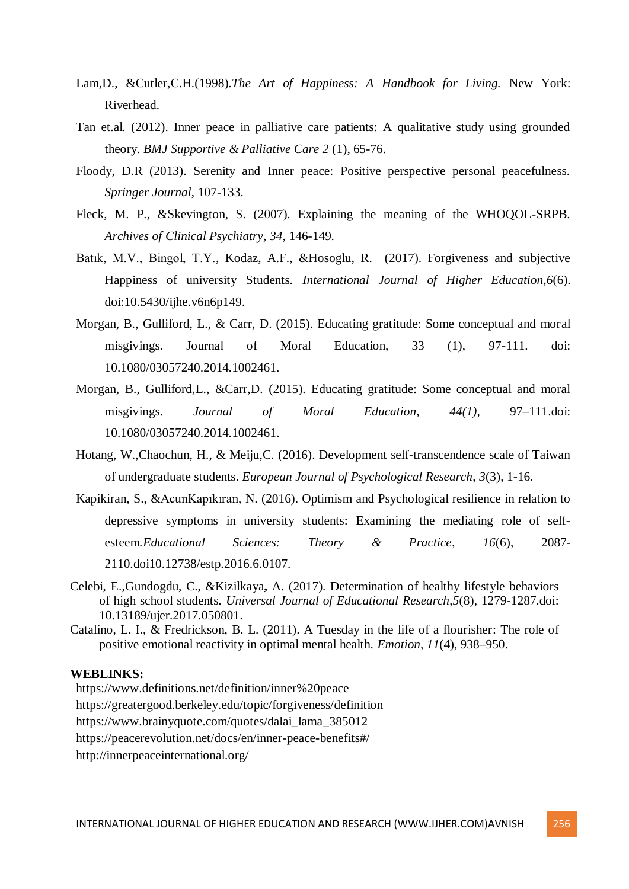Lam,D., &Cutler,C.H.(1998).*The Art of Happiness: A Handbook for Living.* New York: Riverhead.

Tan et.al. (2012). Inner peace in palliative care patients: A qualitative study using grounded theory. *BMJ Supportive & Palliative Care 2* (1), 65-76.

Floody, D.R (2013). Serenity and Inner peace: Positive perspective personal peacefulness. *Springer Journal*, 107-133.

Fleck, M. P., &Skevington, S. (2007). Explaining the meaning of the WHOQOL-SRPB. *Archives of Clinical Psychiatry*, *34*, 146-149.

Batık, M.V., Bingol, T.Y., Kodaz, A.F., &Hosoglu, R. (2017). Forgiveness and subjective Happiness of university Students. *International Journal of Higher Education,6*(6). doi:10.5430/ijhe.v6n6p149.

Morgan, B., Gulliford, L., & Carr, D. (2015). Educating gratitude: Some conceptual and moral misgivings. Journal of Moral Education, 33 (1), 97-111. doi: 10.1080/03057240.2014.1002461.

Morgan, B., Gulliford,L., &Carr,D. (2015). Educating gratitude: Some conceptual and moral misgivings. *Journal of Moral Education*, *44(1)*, 97–111.doi: 10.1080/03057240.2014.1002461.

Hotang, W.,Chaochun, H., & Meiju,C. (2016). Development self-transcendence scale of Taiwan of undergraduate students. *European Journal of Psychological Research*, *3*(3), 1-16.

Kapikiran, S., &AcunKapıkıran, N. (2016). Optimism and Psychological resilience in relation to depressive symptoms in university students: Examining the mediating role of self-esteem.*Educational Sciences: Theory & Practice*, *16*(6), 2087-2110.doi10.12738/estp.2016.6.0107.

Celebi, E.,Gundogdu, C., &Kizilkaya**,** A. (2017). Determination of healthy lifestyle behaviors of high school students. *Universal Journal of Educational Research*,*5*(8), 1279-1287.doi: 10.13189/ujer.2017.050801.

Catalino, L. I., & Fredrickson, B. L. (2011). A Tuesday in the life of a flourisher: The role of positive emotional reactivity in optimal mental health. *Emotion, 11*(4), 938–950.

**WEBLINKS:**

https://www.definitions.net/definition/inner%20peace
https://greatergood.berkeley.edu/topic/forgiveness/definition
https://www.brainyquote.com/quotes/dalai_lama_385012
https://peacerevolution.net/docs/en/inner-peace-benefits#/
http://innerpeaceinternational.org/